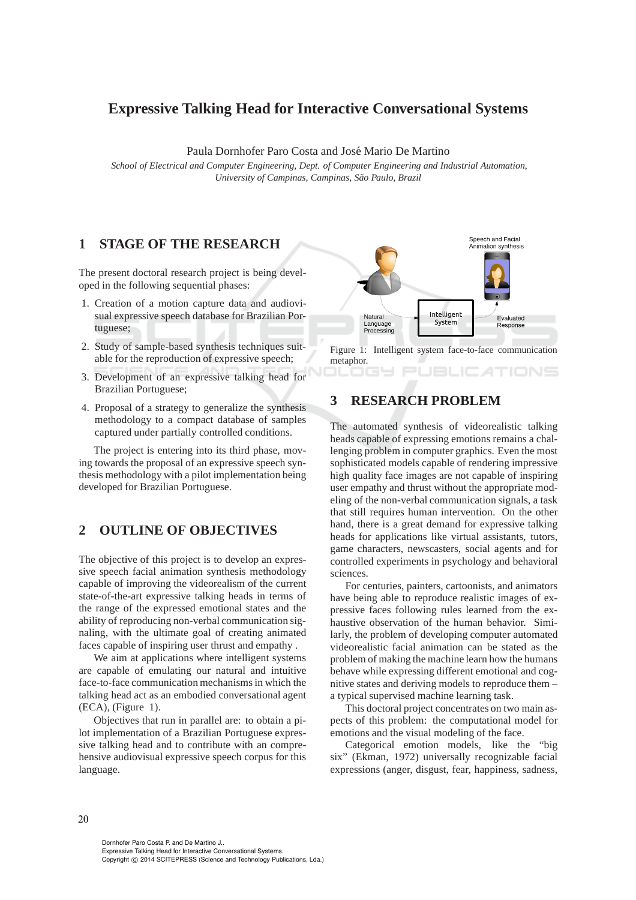# Expressive Talking Head for Interactive Conversational Systems

Paula Dornhofer Paro Costa and José Mario De Martino

*School of Electrical and Computer Engineering, Dept. of Computer Engineering and Industrial Automation, University of Campinas, Campinas, São Paulo, Brazil*

## 1 STAGE OF THE RESEARCH

The present doctoral research project is being developed in the following sequential phases:

1. Creation of a motion capture data and audiovisual expressive speech database for Brazilian Portuguese;
2. Study of sample-based synthesis techniques suitable for the reproduction of expressive speech;
3. Development of an expressive talking head for Brazilian Portuguese;
4. Proposal of a strategy to generalize the synthesis methodology to a compact database of samples captured under partially controlled conditions.

The project is entering into its third phase, moving towards the proposal of an expressive speech synthesis methodology with a pilot implementation being developed for Brazilian Portuguese.

## 2 OUTLINE OF OBJECTIVES

The objective of this project is to develop an expressive speech facial animation synthesis methodology capable of improving the videorealism of the current state-of-the-art expressive talking heads in terms of the range of the expressed emotional states and the ability of reproducing non-verbal communication signaling, with the ultimate goal of creating animated faces capable of inspiring user thrust and empathy .

We aim at applications where intelligent systems are capable of emulating our natural and intuitive face-to-face communication mechanisms in which the talking head act as an embodied conversational agent (ECA), (Figure 1).

Objectives that run in parallel are: to obtain a pilot implementation of a Brazilian Portuguese expressive talking head and to contribute with an comprehensive audiovisual expressive speech corpus for this language.

Figure 1: Intelligent system face-to-face communication metaphor.

## 3 RESEARCH PROBLEM

The automated synthesis of videorealistic talking heads capable of expressing emotions remains a challenging problem in computer graphics. Even the most sophisticated models capable of rendering impressive high quality face images are not capable of inspiring user empathy and thrust without the appropriate modeling of the non-verbal communication signals, a task that still requires human intervention. On the other hand, there is a great demand for expressive talking heads for applications like virtual assistants, tutors, game characters, newscasters, social agents and for controlled experiments in psychology and behavioral sciences.

For centuries, painters, cartoonists, and animators have being able to reproduce realistic images of expressive faces following rules learned from the exhaustive observation of the human behavior. Similarly, the problem of developing computer automated videorealistic facial animation can be stated as the problem of making the machine learn how the humans behave while expressing different emotional and cognitive states and deriving models to reproduce them – a typical supervised machine learning task.

This doctoral project concentrates on two main aspects of this problem: the computational model for emotions and the visual modeling of the face.

Categorical emotion models, like the "big six" (Ekman, 1972) universally recognizable facial expressions (anger, disgust, fear, happiness, sadness,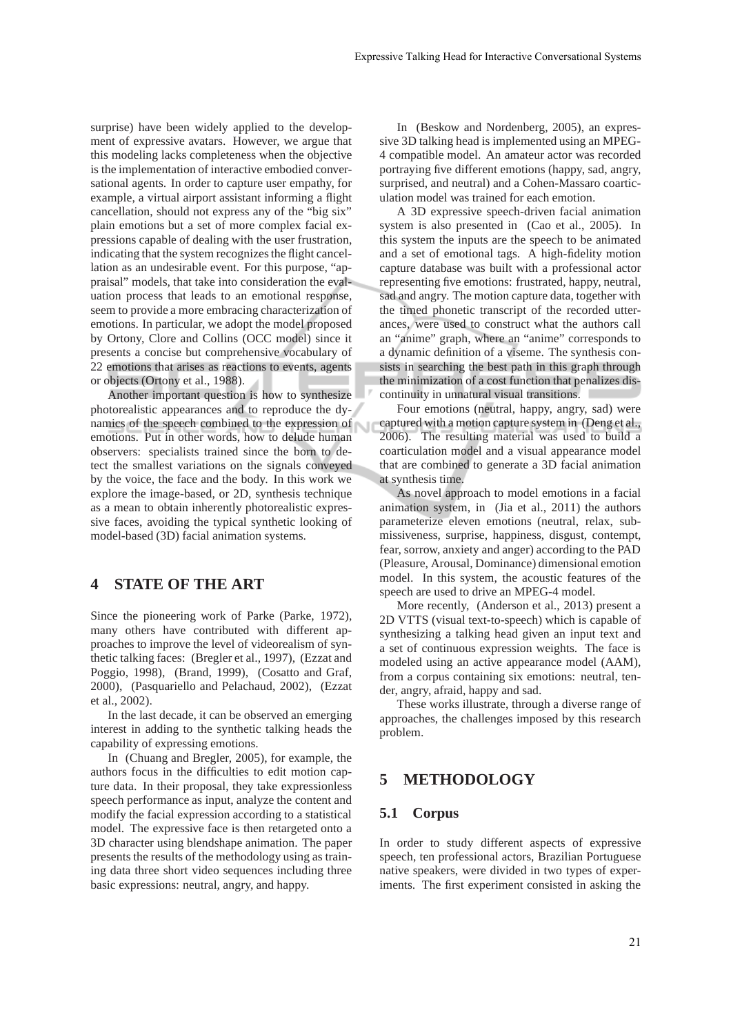surprise) have been widely applied to the development of expressive avatars. However, we argue that this modeling lacks completeness when the objective is the implementation of interactive embodied conversational agents. In order to capture user empathy, for example, a virtual airport assistant informing a flight cancellation, should not express any of the "big six" plain emotions but a set of more complex facial expressions capable of dealing with the user frustration, indicating that the system recognizes the flight cancellation as an undesirable event. For this purpose, "appraisal" models, that take into consideration the evaluation process that leads to an emotional response, seem to provide a more embracing characterization of emotions. In particular, we adopt the model proposed by Ortony, Clore and Collins (OCC model) since it presents a concise but comprehensive vocabulary of 22 emotions that arises as reactions to events, agents or objects (Ortony et al., 1988).

Another important question is how to synthesize photorealistic appearances and to reproduce the dynamics of the speech combined to the expression of emotions. Put in other words, how to delude human observers: specialists trained since the born to detect the smallest variations on the signals conveyed by the voice, the face and the body. In this work we explore the image-based, or 2D, synthesis technique as a mean to obtain inherently photorealistic expressive faces, avoiding the typical synthetic looking of model-based (3D) facial animation systems.

## 4 STATE OF THE ART

Since the pioneering work of Parke (Parke, 1972), many others have contributed with different approaches to improve the level of videorealism of synthetic talking faces: (Bregler et al., 1997), (Ezzat and Poggio, 1998), (Brand, 1999), (Cosatto and Graf, 2000), (Pasquariello and Pelachaud, 2002), (Ezzat et al., 2002).

In the last decade, it can be observed an emerging interest in adding to the synthetic talking heads the capability of expressing emotions.

In (Chuang and Bregler, 2005), for example, the authors focus in the difficulties to edit motion capture data. In their proposal, they take expressionless speech performance as input, analyze the content and modify the facial expression according to a statistical model. The expressive face is then retargeted onto a 3D character using blendshape animation. The paper presents the results of the methodology using as training data three short video sequences including three basic expressions: neutral, angry, and happy.

In (Beskow and Nordenberg, 2005), an expressive 3D talking head is implemented using an MPEG-4 compatible model. An amateur actor was recorded portraying five different emotions (happy, sad, angry, surprised, and neutral) and a Cohen-Massaro coarticulation model was trained for each emotion.

A 3D expressive speech-driven facial animation system is also presented in (Cao et al., 2005). In this system the inputs are the speech to be animated and a set of emotional tags. A high-fidelity motion capture database was built with a professional actor representing five emotions: frustrated, happy, neutral, sad and angry. The motion capture data, together with the timed phonetic transcript of the recorded utterances, were used to construct what the authors call an "anime" graph, where an "anime" corresponds to a dynamic definition of a viseme. The synthesis consists in searching the best path in this graph through the minimization of a cost function that penalizes discontinuity in unnatural visual transitions.

Four emotions (neutral, happy, angry, sad) were captured with a motion capture system in (Deng et al., 2006). The resulting material was used to build a coarticulation model and a visual appearance model that are combined to generate a 3D facial animation at synthesis time.

As novel approach to model emotions in a facial animation system, in (Jia et al., 2011) the authors parameterize eleven emotions (neutral, relax, submissiveness, surprise, happiness, disgust, contempt, fear, sorrow, anxiety and anger) according to the PAD (Pleasure, Arousal, Dominance) dimensional emotion model. In this system, the acoustic features of the speech are used to drive an MPEG-4 model.

More recently, (Anderson et al., 2013) present a 2D VTTS (visual text-to-speech) which is capable of synthesizing a talking head given an input text and a set of continuous expression weights. The face is modeled using an active appearance model (AAM), from a corpus containing six emotions: neutral, tender, angry, afraid, happy and sad.

These works illustrate, through a diverse range of approaches, the challenges imposed by this research problem.

## 5 METHODOLOGY

### 5.1 Corpus

In order to study different aspects of expressive speech, ten professional actors, Brazilian Portuguese native speakers, were divided in two types of experiments. The first experiment consisted in asking the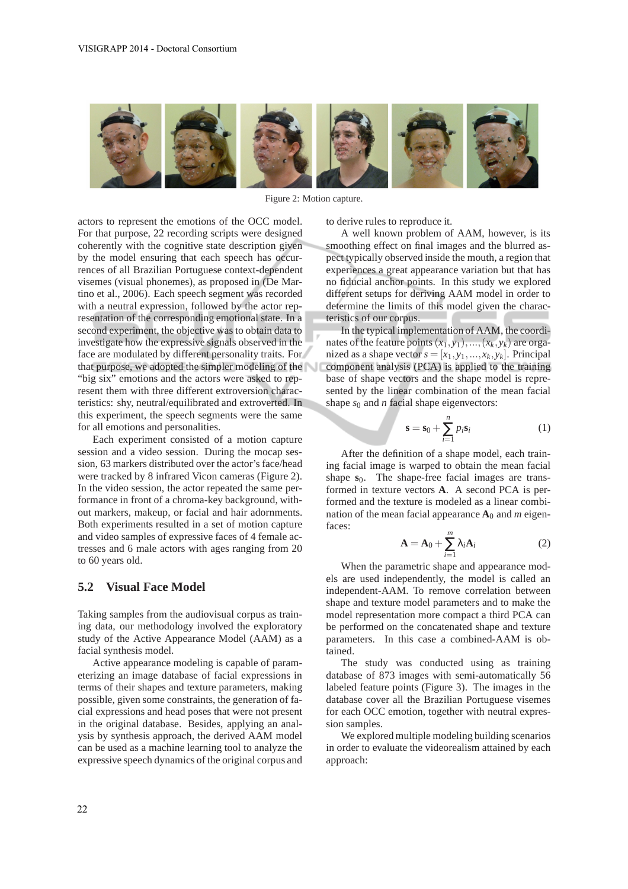Figure 2: Motion capture.

actors to represent the emotions of the OCC model. For that purpose, 22 recording scripts were designed coherently with the cognitive state description given by the model ensuring that each speech has occurrences of all Brazilian Portuguese context-dependent visemes (visual phonemes), as proposed in (De Martino et al., 2006). Each speech segment was recorded with a neutral expression, followed by the actor representation of the corresponding emotional state. In a second experiment, the objective was to obtain data to investigate how the expressive signals observed in the face are modulated by different personality traits. For that purpose, we adopted the simpler modeling of the "big six" emotions and the actors were asked to represent them with three different extroversion characteristics: shy, neutral/equilibrated and extroverted. In this experiment, the speech segments were the same for all emotions and personalities.

Each experiment consisted of a motion capture session and a video session. During the mocap session, 63 markers distributed over the actor's face/head were tracked by 8 infrared Vicon cameras (Figure 2). In the video session, the actor repeated the same performance in front of a chroma-key background, without markers, makeup, or facial and hair adornments. Both experiments resulted in a set of motion capture and video samples of expressive faces of 4 female actresses and 6 male actors with ages ranging from 20 to 60 years old.

## 5.2 Visual Face Model

Taking samples from the audiovisual corpus as training data, our methodology involved the exploratory study of the Active Appearance Model (AAM) as a facial synthesis model.

Active appearance modeling is capable of parameterizing an image database of facial expressions in terms of their shapes and texture parameters, making possible, given some constraints, the generation of facial expressions and head poses that were not present in the original database. Besides, applying an analysis by synthesis approach, the derived AAM model can be used as a machine learning tool to analyze the expressive speech dynamics of the original corpus and to derive rules to reproduce it.

A well known problem of AAM, however, is its smoothing effect on final images and the blurred aspect typically observed inside the mouth, a region that experiences a great appearance variation but that has no fiducial anchor points. In this study we explored different setups for deriving AAM model in order to determine the limits of this model given the characteristics of our corpus.

In the typical implementation of AAM, the coordinates of the feature points $(x_1, y_1), \ldots, (x_k, y_k)$ are organized as a shape vector $s = [x_1, y_1, \ldots, x_k, y_k]$. Principal component analysis (PCA) is applied to the training base of shape vectors and the shape model is represented by the linear combination of the mean facial shape $s_0$ and $n$ facial shape eigenvectors:

$$\mathbf{s} = \mathbf{s}_0 + \sum_{i=1}^{n} p_i \mathbf{s}_i \tag{1}$$

After the definition of a shape model, each training facial image is warped to obtain the mean facial shape $\mathbf{s}_0$. The shape-free facial images are transformed in texture vectors $\mathbf{A}$. A second PCA is performed and the texture is modeled as a linear combination of the mean facial appearance $\mathbf{A}_0$ and $m$ eigenfaces:

$$\mathbf{A} = \mathbf{A}_0 + \sum_{i=1}^{m} \lambda_i \mathbf{A}_i \tag{2}$$

When the parametric shape and appearance models are used independently, the model is called an independent-AAM. To remove correlation between shape and texture model parameters and to make the model representation more compact a third PCA can be performed on the concatenated shape and texture parameters. In this case a combined-AAM is obtained.

The study was conducted using as training database of 873 images with semi-automatically 56 labeled feature points (Figure 3). The images in the database cover all the Brazilian Portuguese visemes for each OCC emotion, together with neutral expression samples.

We explored multiple modeling building scenarios in order to evaluate the videorealism attained by each approach: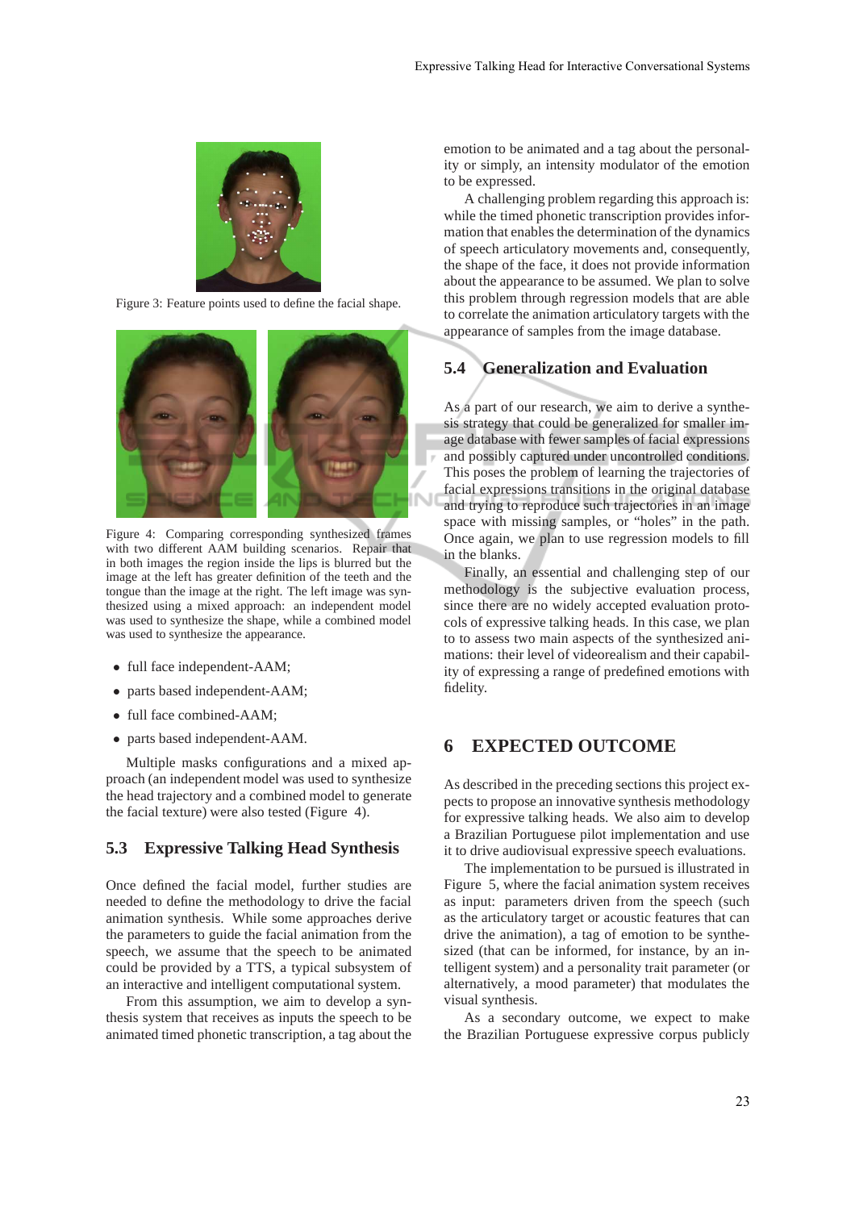Figure 3: Feature points used to define the facial shape.

Figure 4: Comparing corresponding synthesized frames with two different AAM building scenarios. Repair that in both images the region inside the lips is blurred but the image at the left has greater definition of the teeth and the tongue than the image at the right. The left image was synthesized using a mixed approach: an independent model was used to synthesize the shape, while a combined model was used to synthesize the appearance.

- full face independent-AAM;
- parts based independent-AAM;
- full face combined-AAM;
- parts based independent-AAM.

Multiple masks configurations and a mixed approach (an independent model was used to synthesize the head trajectory and a combined model to generate the facial texture) were also tested (Figure 4).

### 5.3 Expressive Talking Head Synthesis

Once defined the facial model, further studies are needed to define the methodology to drive the facial animation synthesis. While some approaches derive the parameters to guide the facial animation from the speech, we assume that the speech to be animated could be provided by a TTS, a typical subsystem of an interactive and intelligent computational system.

From this assumption, we aim to develop a synthesis system that receives as inputs the speech to be animated timed phonetic transcription, a tag about the emotion to be animated and a tag about the personality or simply, an intensity modulator of the emotion to be expressed.

A challenging problem regarding this approach is: while the timed phonetic transcription provides information that enables the determination of the dynamics of speech articulatory movements and, consequently, the shape of the face, it does not provide information about the appearance to be assumed. We plan to solve this problem through regression models that are able to correlate the animation articulatory targets with the appearance of samples from the image database.

### 5.4 Generalization and Evaluation

As a part of our research, we aim to derive a synthesis strategy that could be generalized for smaller image database with fewer samples of facial expressions and possibly captured under uncontrolled conditions. This poses the problem of learning the trajectories of facial expressions transitions in the original database and trying to reproduce such trajectories in an image space with missing samples, or "holes" in the path. Once again, we plan to use regression models to fill in the blanks.

Finally, an essential and challenging step of our methodology is the subjective evaluation process, since there are no widely accepted evaluation protocols of expressive talking heads. In this case, we plan to to assess two main aspects of the synthesized animations: their level of videorealism and their capability of expressing a range of predefined emotions with fidelity.

## 6 EXPECTED OUTCOME

As described in the preceding sections this project expects to propose an innovative synthesis methodology for expressive talking heads. We also aim to develop a Brazilian Portuguese pilot implementation and use it to drive audiovisual expressive speech evaluations.

The implementation to be pursued is illustrated in Figure 5, where the facial animation system receives as input: parameters driven from the speech (such as the articulatory target or acoustic features that can drive the animation), a tag of emotion to be synthesized (that can be informed, for instance, by an intelligent system) and a personality trait parameter (or alternatively, a mood parameter) that modulates the visual synthesis.

As a secondary outcome, we expect to make the Brazilian Portuguese expressive corpus publicly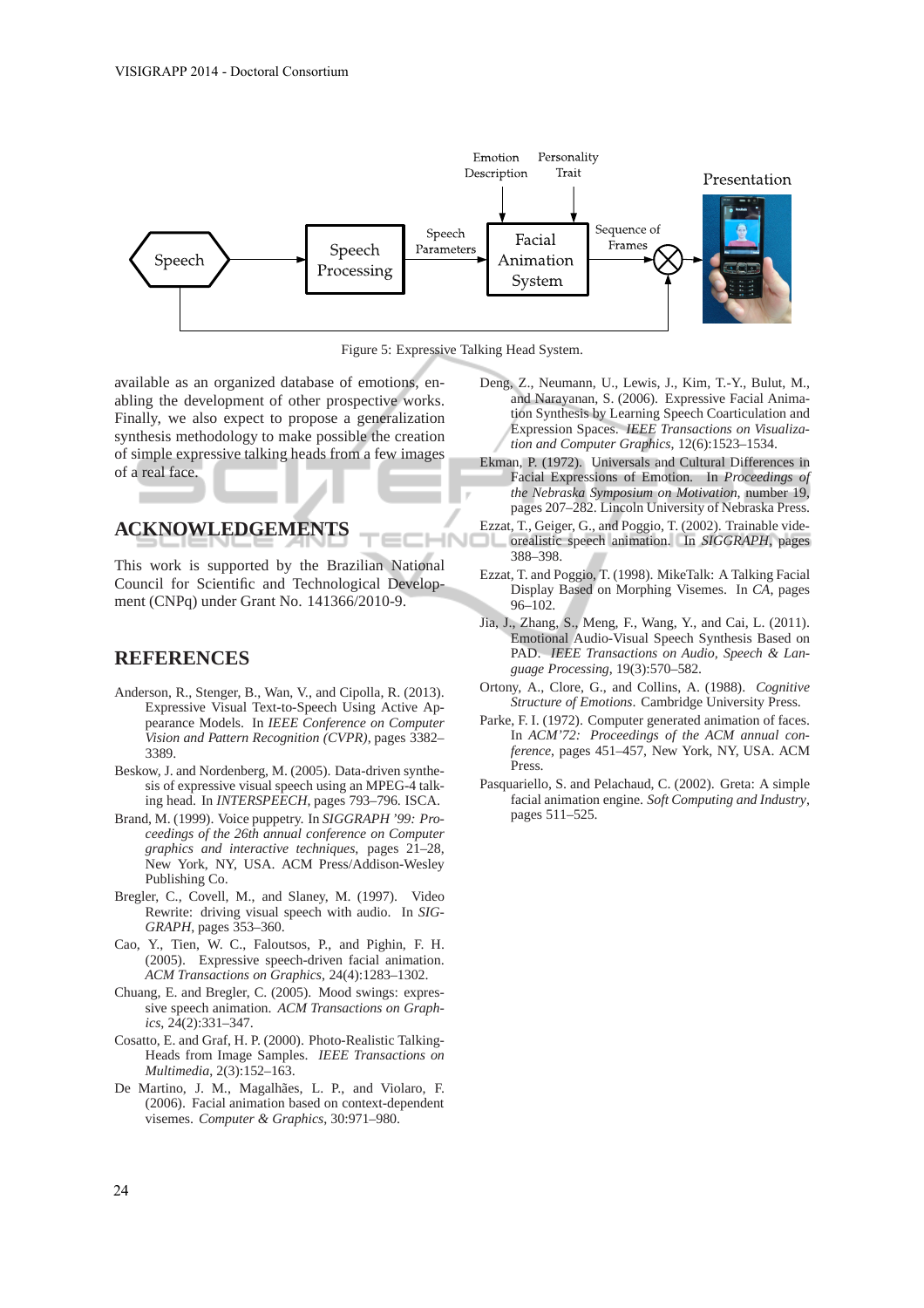Emotion Description

Personality Trait

Presentation

Speech

Speech Processing

Speech Parameters

Facial Animation System

Sequence of Frames

Figure 5: Expressive Talking Head System.

available as an organized database of emotions, enabling the development of other prospective works. Finally, we also expect to propose a generalization synthesis methodology to make possible the creation of simple expressive talking heads from a few images of a real face.

## ACKNOWLEDGEMENTS

This work is supported by the Brazilian National Council for Scientific and Technological Development (CNPq) under Grant No. 141366/2010-9.

## REFERENCES

Anderson, R., Stenger, B., Wan, V., and Cipolla, R. (2013). Expressive Visual Text-to-Speech Using Active Appearance Models. In *IEEE Conference on Computer Vision and Pattern Recognition (CVPR)*, pages 3382–3389.

Beskow, J. and Nordenberg, M. (2005). Data-driven synthesis of expressive visual speech using an MPEG-4 talking head. In *INTERSPEECH*, pages 793–796. ISCA.

Brand, M. (1999). Voice puppetry. In *SIGGRAPH '99: Proceedings of the 26th annual conference on Computer graphics and interactive techniques*, pages 21–28, New York, NY, USA. ACM Press/Addison-Wesley Publishing Co.

Bregler, C., Covell, M., and Slaney, M. (1997). Video Rewrite: driving visual speech with audio. In *SIGGRAPH*, pages 353–360.

Cao, Y., Tien, W. C., Faloutsos, P., and Pighin, F. H. (2005). Expressive speech-driven facial animation. *ACM Transactions on Graphics*, 24(4):1283–1302.

Chuang, E. and Bregler, C. (2005). Mood swings: expressive speech animation. *ACM Transactions on Graphics*, 24(2):331–347.

Cosatto, E. and Graf, H. P. (2000). Photo-Realistic Talking-Heads from Image Samples. *IEEE Transactions on Multimedia*, 2(3):152–163.

De Martino, J. M., Magalhães, L. P., and Violaro, F. (2006). Facial animation based on context-dependent visemes. *Computer & Graphics*, 30:971–980.

Deng, Z., Neumann, U., Lewis, J., Kim, T.-Y., Bulut, M., and Narayanan, S. (2006). Expressive Facial Animation Synthesis by Learning Speech Coarticulation and Expression Spaces. *IEEE Transactions on Visualization and Computer Graphics*, 12(6):1523–1534.

Ekman, P. (1972). Universals and Cultural Differences in Facial Expressions of Emotion. In *Proceedings of the Nebraska Symposium on Motivation*, number 19, pages 207–282. Lincoln University of Nebraska Press.

Ezzat, T., Geiger, G., and Poggio, T. (2002). Trainable videorealistic speech animation. In *SIGGRAPH*, pages 388–398.

Ezzat, T. and Poggio, T. (1998). MikeTalk: A Talking Facial Display Based on Morphing Visemes. In *CA*, pages 96–102.

Jia, J., Zhang, S., Meng, F., Wang, Y., and Cai, L. (2011). Emotional Audio-Visual Speech Synthesis Based on PAD. *IEEE Transactions on Audio, Speech & Language Processing*, 19(3):570–582.

Ortony, A., Clore, G., and Collins, A. (1988). *Cognitive Structure of Emotions*. Cambridge University Press.

Parke, F. I. (1972). Computer generated animation of faces. In *ACM'72: Proceedings of the ACM annual conference*, pages 451–457, New York, NY, USA. ACM Press.

Pasquariello, S. and Pelachaud, C. (2002). Greta: A simple facial animation engine. *Soft Computing and Industry*, pages 511–525.